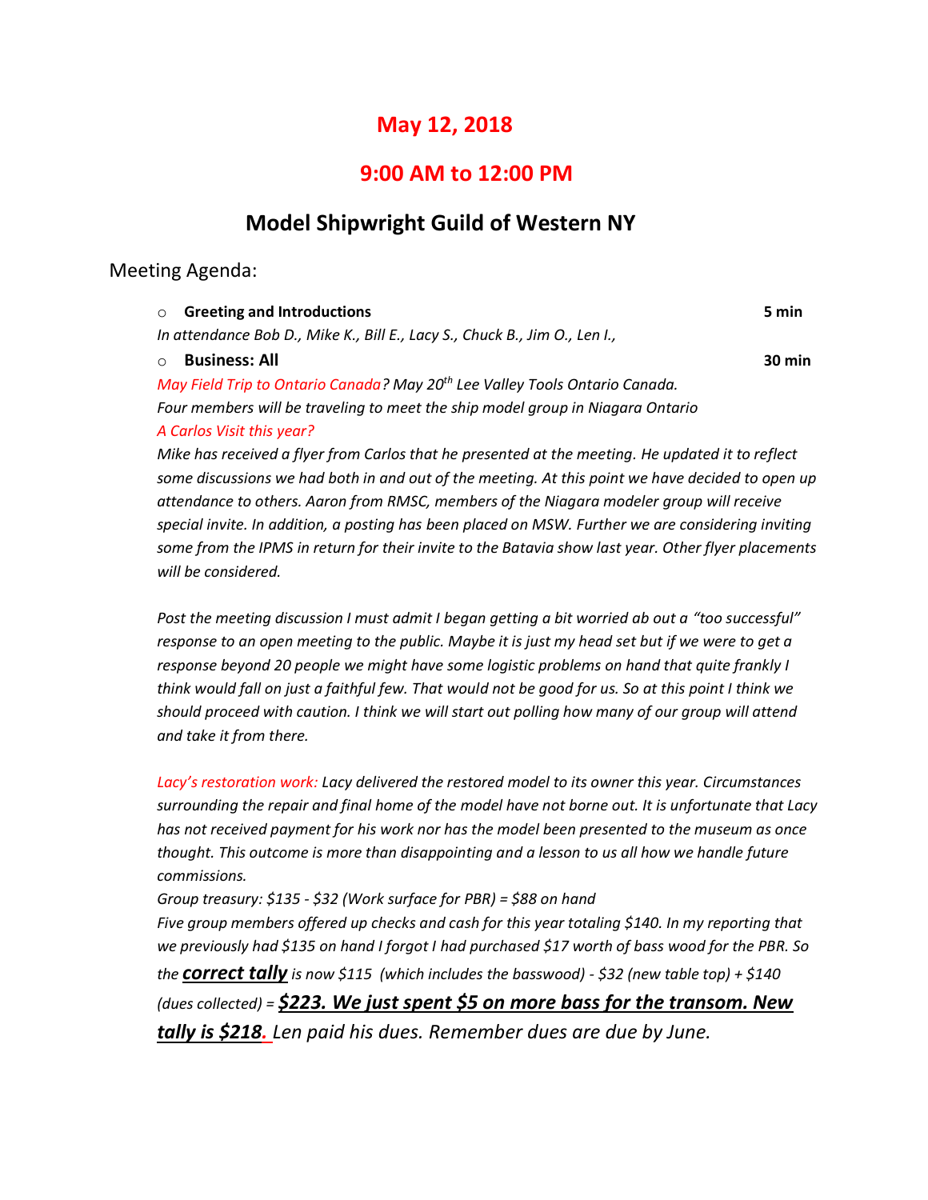# May 12, 2018

## 9:00 AM to 12:00 PM

## Model Shipwright Guild of Western NY

Meeting Agenda:

- **Greeting and Introductions** **5 min**

*In attendance Bob D., Mike K., Bill E., Lacy S., Chuck B., Jim O., Len I.,*

- **Business: All** **30 min**

*May Field Trip to Ontario Canada? May 20th Lee Valley Tools Ontario Canada.*
*Four members will be traveling to meet the ship model group in Niagara Ontario*
*A Carlos Visit this year?*
*Mike has received a flyer from Carlos that he presented at the meeting. He updated it to reflect some discussions we had both in and out of the meeting. At this point we have decided to open up attendance to others. Aaron from RMSC, members of the Niagara modeler group will receive special invite. In addition, a posting has been placed on MSW. Further we are considering inviting some from the IPMS in return for their invite to the Batavia show last year. Other flyer placements will be considered.*

*Post the meeting discussion I must admit I began getting a bit worried ab out a "too successful" response to an open meeting to the public. Maybe it is just my head set but if we were to get a response beyond 20 people we might have some logistic problems on hand that quite frankly I think would fall on just a faithful few. That would not be good for us. So at this point I think we should proceed with caution. I think we will start out polling how many of our group will attend and take it from there.*

*Lacy's restoration work: Lacy delivered the restored model to its owner this year. Circumstances surrounding the repair and final home of the model have not borne out. It is unfortunate that Lacy has not received payment for his work nor has the model been presented to the museum as once thought. This outcome is more than disappointing and a lesson to us all how we handle future commissions.*
*Group treasury: $135 - $32 (Work surface for PBR) = $88 on hand*
*Five group members offered up checks and cash for this year totaling $140. In my reporting that we previously had $135 on hand I forgot I had purchased $17 worth of bass wood for the PBR. So the **correct tally** is now $115 (which includes the basswood) - $32 (new table top) + $140 (dues collected) = **$223. We just spent $5 on more bass for the transom. New tally is $218.** Len paid his dues. Remember dues are due by June.*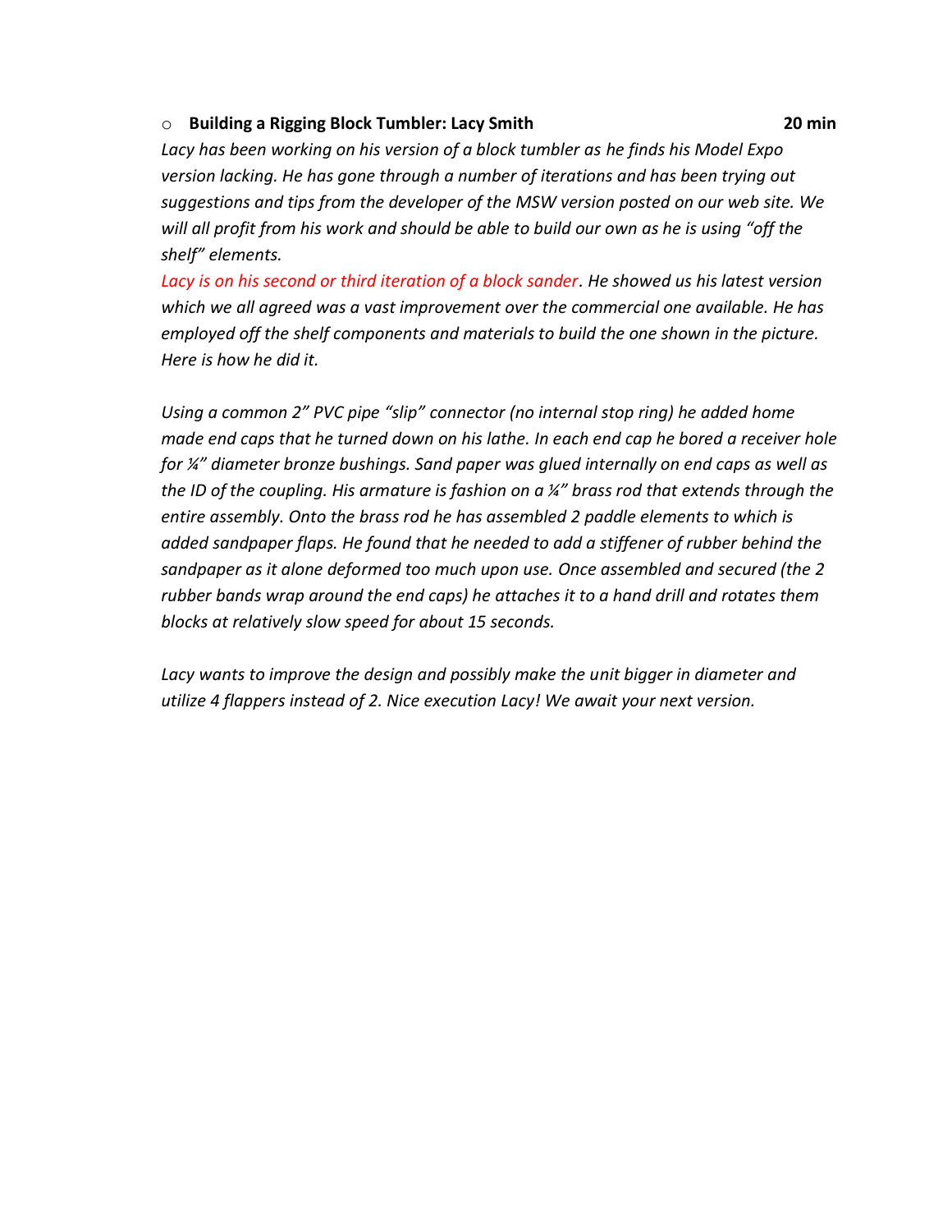- **Building a Rigging Block Tumbler: Lacy Smith** **20 min**

*Lacy has been working on his version of a block tumbler as he finds his Model Expo version lacking. He has gone through a number of iterations and has been trying out suggestions and tips from the developer of the MSW version posted on our web site. We will all profit from his work and should be able to build our own as he is using "off the shelf" elements.*

*Lacy is on his second or third iteration of a block sander. He showed us his latest version which we all agreed was a vast improvement over the commercial one available. He has employed off the shelf components and materials to build the one shown in the picture. Here is how he did it.*

*Using a common 2" PVC pipe "slip" connector (no internal stop ring) he added home made end caps that he turned down on his lathe. In each end cap he bored a receiver hole for ¼" diameter bronze bushings. Sand paper was glued internally on end caps as well as the ID of the coupling. His armature is fashion on a ¼" brass rod that extends through the entire assembly. Onto the brass rod he has assembled 2 paddle elements to which is added sandpaper flaps. He found that he needed to add a stiffener of rubber behind the sandpaper as it alone deformed too much upon use. Once assembled and secured (the 2 rubber bands wrap around the end caps) he attaches it to a hand drill and rotates them blocks at relatively slow speed for about 15 seconds.*

*Lacy wants to improve the design and possibly make the unit bigger in diameter and utilize 4 flappers instead of 2. Nice execution Lacy! We await your next version.*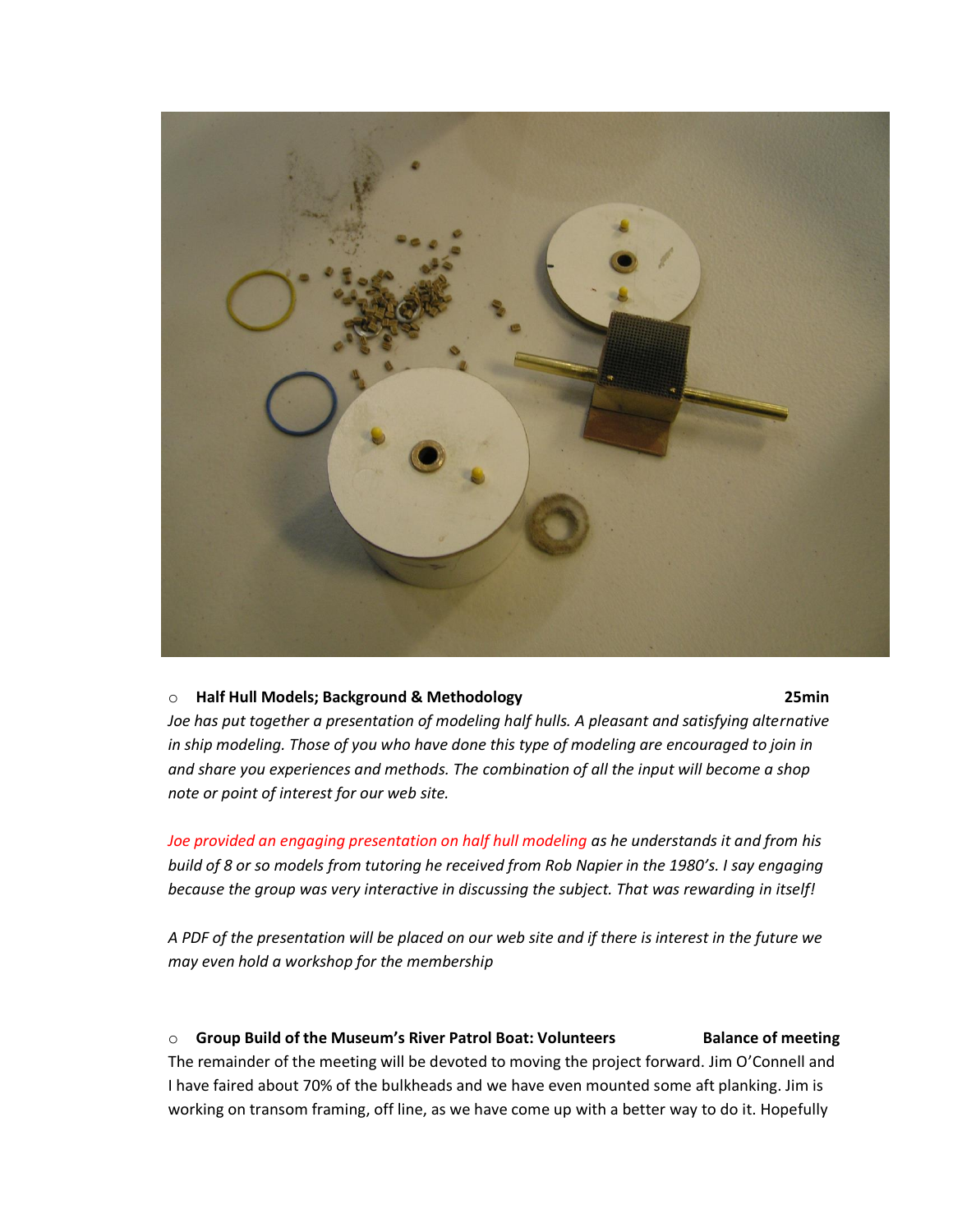- **Half Hull Models; Background & Methodology** **25min**

*Joe has put together a presentation of modeling half hulls. A pleasant and satisfying alternative in ship modeling. Those of you who have done this type of modeling are encouraged to join in and share you experiences and methods. The combination of all the input will become a shop note or point of interest for our web site.*

*Joe provided an engaging presentation on half hull modeling as he understands it and from his build of 8 or so models from tutoring he received from Rob Napier in the 1980's. I say engaging because the group was very interactive in discussing the subject. That was rewarding in itself!*

*A PDF of the presentation will be placed on our web site and if there is interest in the future we may even hold a workshop for the membership*

- **Group Build of the Museum's River Patrol Boat: Volunteers** **Balance of meeting**

The remainder of the meeting will be devoted to moving the project forward. Jim O'Connell and I have faired about 70% of the bulkheads and we have even mounted some aft planking. Jim is working on transom framing, off line, as we have come up with a better way to do it. Hopefully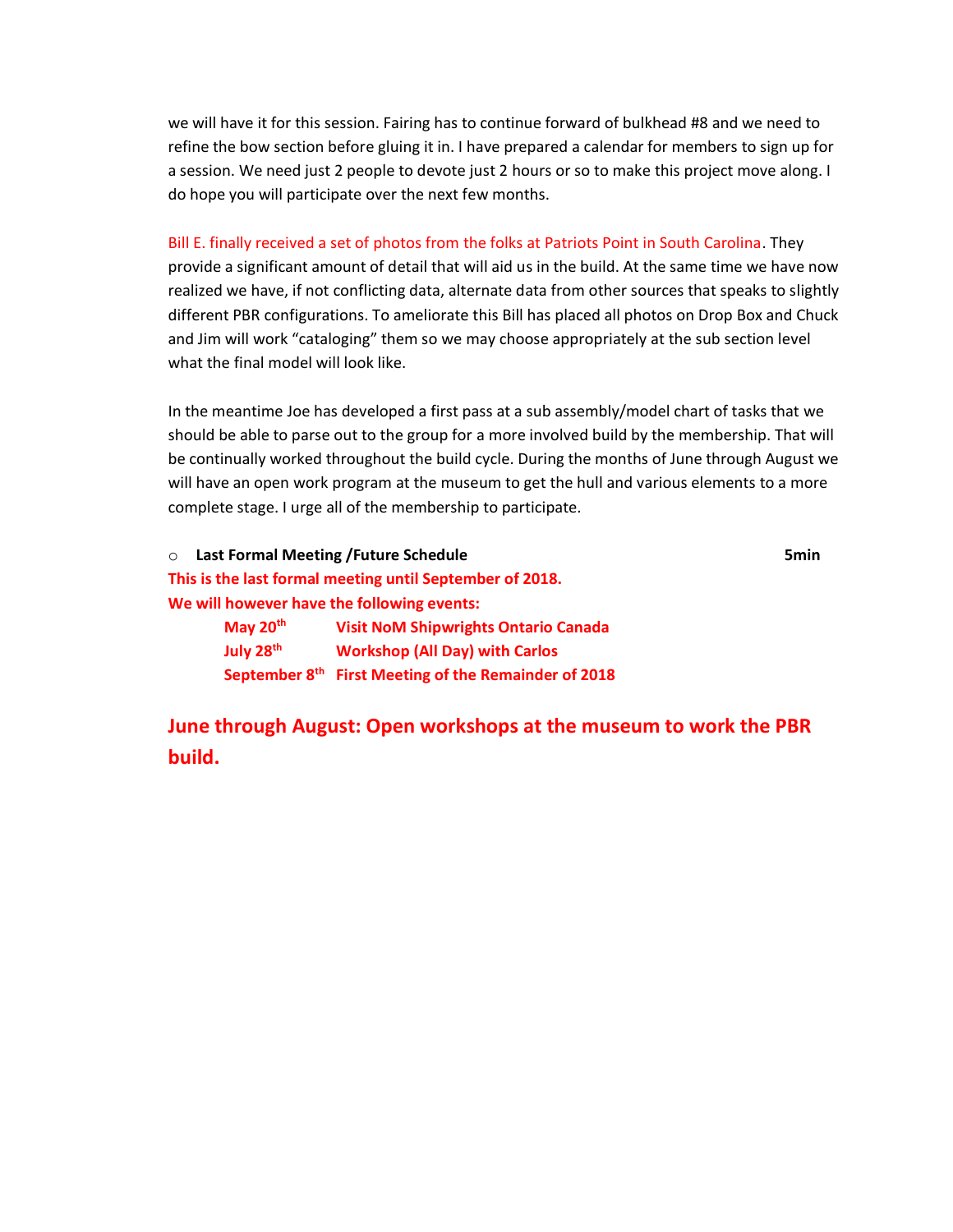we will have it for this session. Fairing has to continue forward of bulkhead #8 and we need to refine the bow section before gluing it in. I have prepared a calendar for members to sign up for a session. We need just 2 people to devote just 2 hours or so to make this project move along. I do hope you will participate over the next few months.

Bill E. finally received a set of photos from the folks at Patriots Point in South Carolina. They provide a significant amount of detail that will aid us in the build. At the same time we have now realized we have, if not conflicting data, alternate data from other sources that speaks to slightly different PBR configurations. To ameliorate this Bill has placed all photos on Drop Box and Chuck and Jim will work "cataloging" them so we may choose appropriately at the sub section level what the final model will look like.

In the meantime Joe has developed a first pass at a sub assembly/model chart of tasks that we should be able to parse out to the group for a more involved build by the membership. That will be continually worked throughout the build cycle. During the months of June through August we will have an open work program at the museum to get the hull and various elements to a more complete stage. I urge all of the membership to participate.

- **Last Formal Meeting /Future Schedule** **5min**

**This is the last formal meeting until September of 2018.**

**We will however have the following events:**

| | |
|---|---|
| **May 20th** | **Visit NoM Shipwrights Ontario Canada** |
| **July 28th** | **Workshop (All Day) with Carlos** |
| **September 8th** | **First Meeting of the Remainder of 2018** |

## June through August: Open workshops at the museum to work the PBR build.